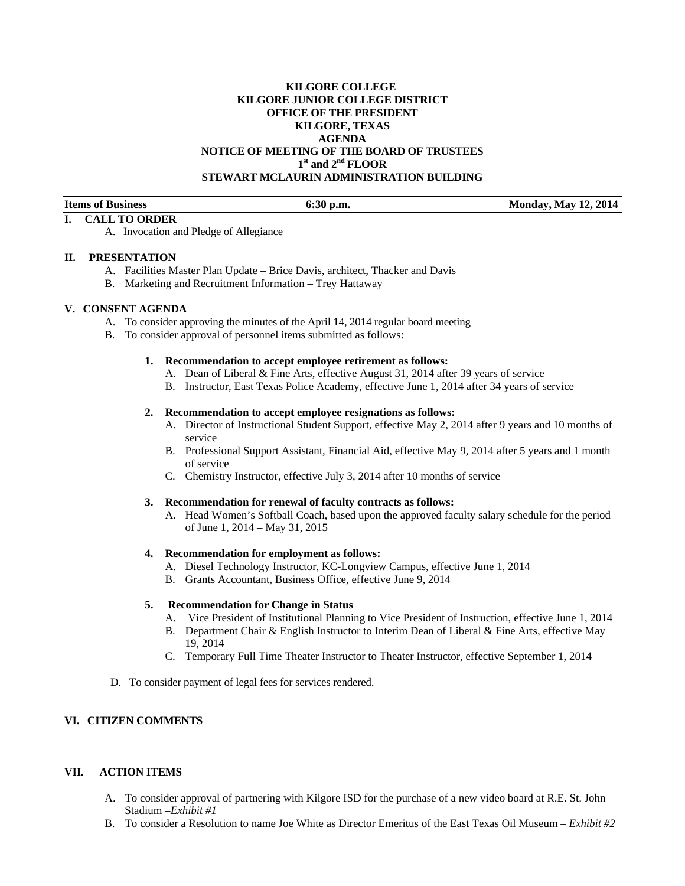**KILGORE COLLEGE**
**KILGORE JUNIOR COLLEGE DISTRICT**
**OFFICE OF THE PRESIDENT**
**KILGORE, TEXAS**
**AGENDA**
**NOTICE OF MEETING OF THE BOARD OF TRUSTEES**
**1st and 2nd FLOOR**
**STEWART MCLAURIN ADMINISTRATION BUILDING**

| **Items of Business** | **6:30 p.m.** | **Monday, May 12, 2014** |
|---|---|---|

**I. CALL TO ORDER**

A. Invocation and Pledge of Allegiance

**II. PRESENTATION**

A. Facilities Master Plan Update – Brice Davis, architect, Thacker and Davis
B. Marketing and Recruitment Information – Trey Hattaway

**V. CONSENT AGENDA**

A. To consider approving the minutes of the April 14, 2014 regular board meeting
B. To consider approval of personnel items submitted as follows:

1. **Recommendation to accept employee retirement as follows:**
   A. Dean of Liberal & Fine Arts, effective August 31, 2014 after 39 years of service
   B. Instructor, East Texas Police Academy, effective June 1, 2014 after 34 years of service

2. **Recommendation to accept employee resignations as follows:**
   A. Director of Instructional Student Support, effective May 2, 2014 after 9 years and 10 months of service
   B. Professional Support Assistant, Financial Aid, effective May 9, 2014 after 5 years and 1 month of service
   C. Chemistry Instructor, effective July 3, 2014 after 10 months of service

3. **Recommendation for renewal of faculty contracts as follows:**
   A. Head Women's Softball Coach, based upon the approved faculty salary schedule for the period of June 1, 2014 – May 31, 2015

4. **Recommendation for employment as follows:**
   A. Diesel Technology Instructor, KC-Longview Campus, effective June 1, 2014
   B. Grants Accountant, Business Office, effective June 9, 2014

5. **Recommendation for Change in Status**
   A. Vice President of Institutional Planning to Vice President of Instruction, effective June 1, 2014
   B. Department Chair & English Instructor to Interim Dean of Liberal & Fine Arts, effective May 19, 2014
   C. Temporary Full Time Theater Instructor to Theater Instructor, effective September 1, 2014

D. To consider payment of legal fees for services rendered.

**VI. CITIZEN COMMENTS**

**VII. ACTION ITEMS**

A. To consider approval of partnering with Kilgore ISD for the purchase of a new video board at R.E. St. John Stadium –*Exhibit #1*
B. To consider a Resolution to name Joe White as Director Emeritus of the East Texas Oil Museum – *Exhibit #2*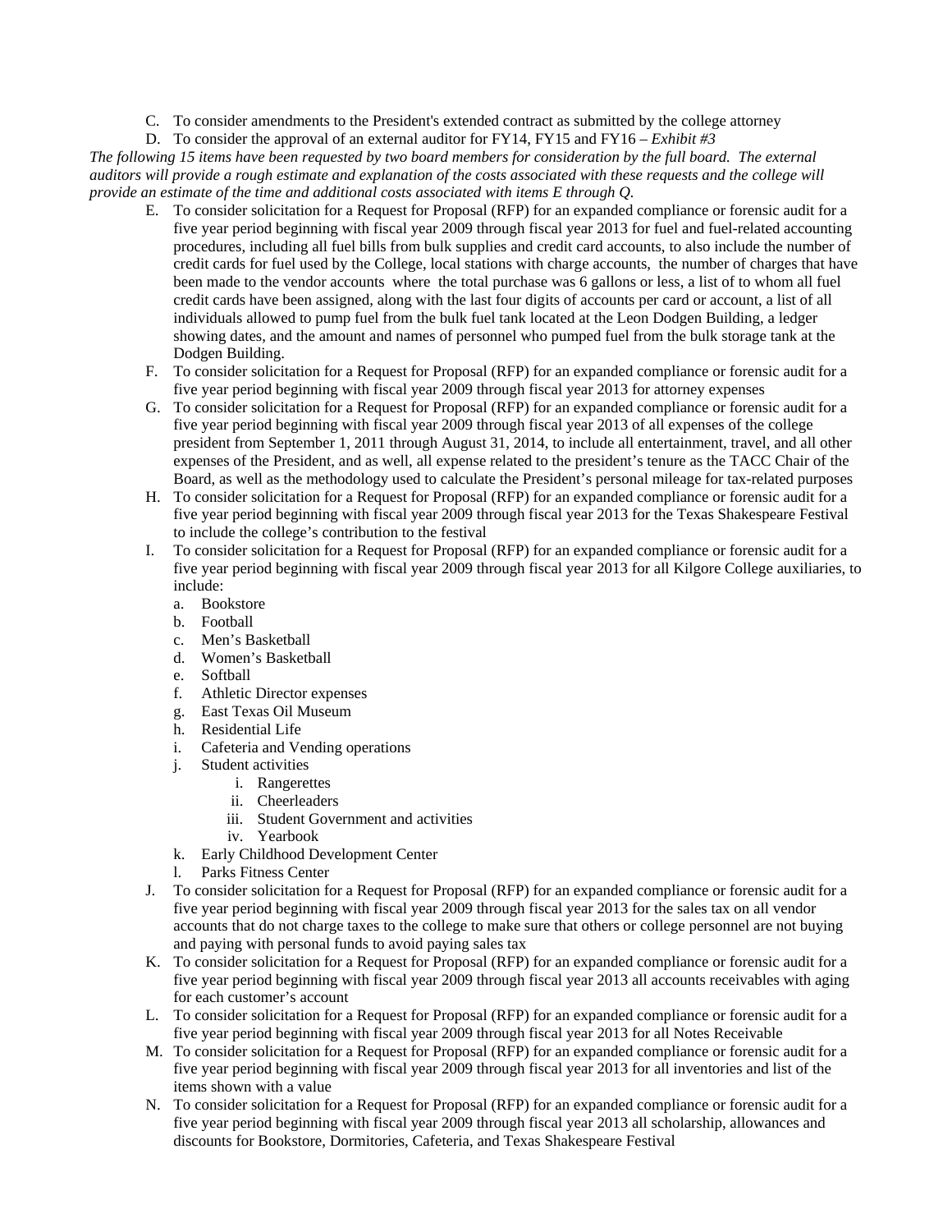C. To consider amendments to the President's extended contract as submitted by the college attorney

D. To consider the approval of an external auditor for FY14, FY15 and FY16 – *Exhibit #3*

*The following 15 items have been requested by two board members for consideration by the full board. The external auditors will provide a rough estimate and explanation of the costs associated with these requests and the college will provide an estimate of the time and additional costs associated with items E through Q.*

E. To consider solicitation for a Request for Proposal (RFP) for an expanded compliance or forensic audit for a five year period beginning with fiscal year 2009 through fiscal year 2013 for fuel and fuel-related accounting procedures, including all fuel bills from bulk supplies and credit card accounts, to also include the number of credit cards for fuel used by the College, local stations with charge accounts, the number of charges that have been made to the vendor accounts where the total purchase was 6 gallons or less, a list of to whom all fuel credit cards have been assigned, along with the last four digits of accounts per card or account, a list of all individuals allowed to pump fuel from the bulk fuel tank located at the Leon Dodgen Building, a ledger showing dates, and the amount and names of personnel who pumped fuel from the bulk storage tank at the Dodgen Building.

F. To consider solicitation for a Request for Proposal (RFP) for an expanded compliance or forensic audit for a five year period beginning with fiscal year 2009 through fiscal year 2013 for attorney expenses

G. To consider solicitation for a Request for Proposal (RFP) for an expanded compliance or forensic audit for a five year period beginning with fiscal year 2009 through fiscal year 2013 of all expenses of the college president from September 1, 2011 through August 31, 2014, to include all entertainment, travel, and all other expenses of the President, and as well, all expense related to the president's tenure as the TACC Chair of the Board, as well as the methodology used to calculate the President's personal mileage for tax-related purposes

H. To consider solicitation for a Request for Proposal (RFP) for an expanded compliance or forensic audit for a five year period beginning with fiscal year 2009 through fiscal year 2013 for the Texas Shakespeare Festival to include the college's contribution to the festival

I. To consider solicitation for a Request for Proposal (RFP) for an expanded compliance or forensic audit for a five year period beginning with fiscal year 2009 through fiscal year 2013 for all Kilgore College auxiliaries, to include:
   a. Bookstore
   b. Football
   c. Men's Basketball
   d. Women's Basketball
   e. Softball
   f. Athletic Director expenses
   g. East Texas Oil Museum
   h. Residential Life
   i. Cafeteria and Vending operations
   j. Student activities
      i. Rangerettes
      ii. Cheerleaders
      iii. Student Government and activities
      iv. Yearbook
   k. Early Childhood Development Center
   l. Parks Fitness Center

J. To consider solicitation for a Request for Proposal (RFP) for an expanded compliance or forensic audit for a five year period beginning with fiscal year 2009 through fiscal year 2013 for the sales tax on all vendor accounts that do not charge taxes to the college to make sure that others or college personnel are not buying and paying with personal funds to avoid paying sales tax

K. To consider solicitation for a Request for Proposal (RFP) for an expanded compliance or forensic audit for a five year period beginning with fiscal year 2009 through fiscal year 2013 all accounts receivables with aging for each customer's account

L. To consider solicitation for a Request for Proposal (RFP) for an expanded compliance or forensic audit for a five year period beginning with fiscal year 2009 through fiscal year 2013 for all Notes Receivable

M. To consider solicitation for a Request for Proposal (RFP) for an expanded compliance or forensic audit for a five year period beginning with fiscal year 2009 through fiscal year 2013 for all inventories and list of the items shown with a value

N. To consider solicitation for a Request for Proposal (RFP) for an expanded compliance or forensic audit for a five year period beginning with fiscal year 2009 through fiscal year 2013 all scholarship, allowances and discounts for Bookstore, Dormitories, Cafeteria, and Texas Shakespeare Festival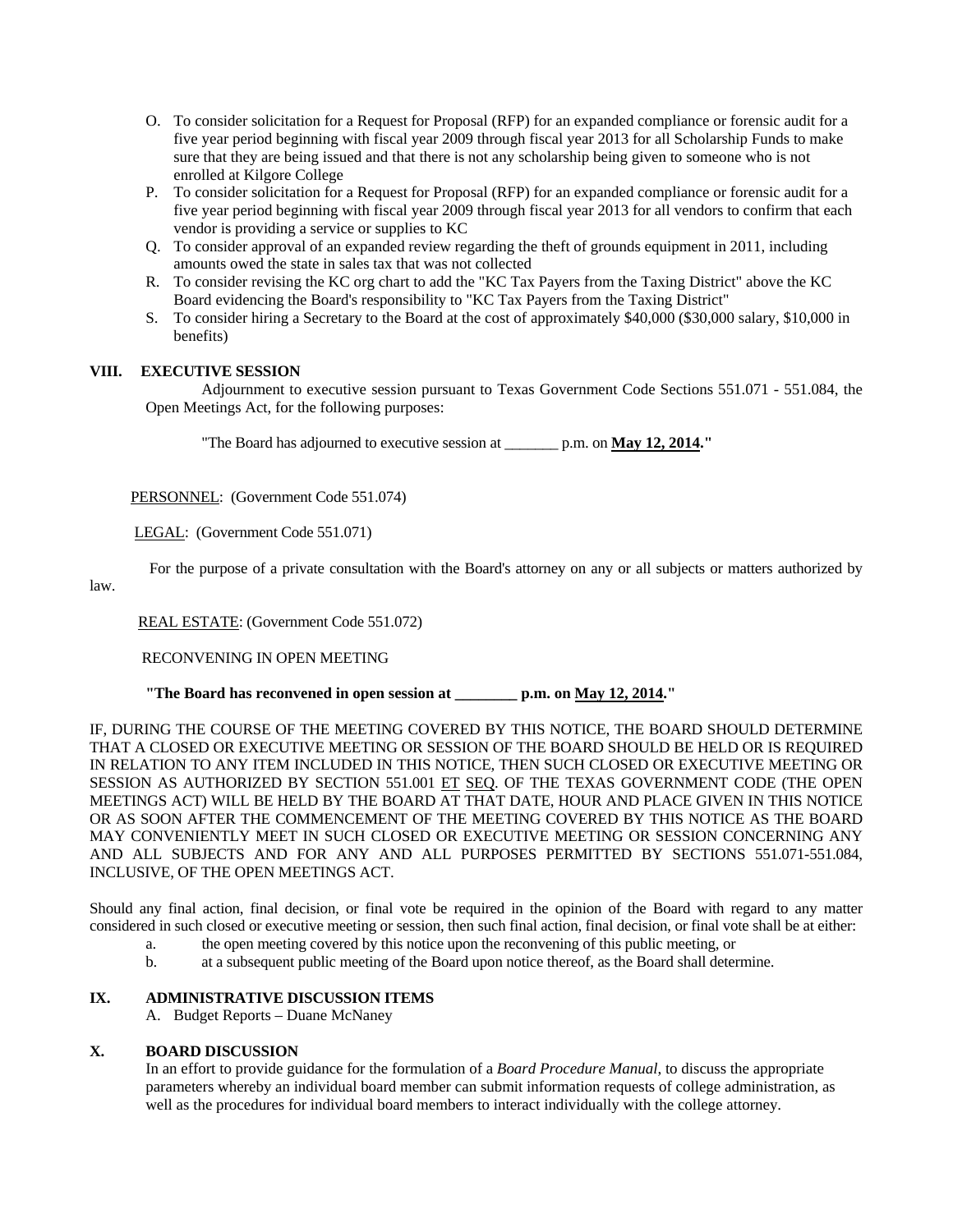O. To consider solicitation for a Request for Proposal (RFP) for an expanded compliance or forensic audit for a five year period beginning with fiscal year 2009 through fiscal year 2013 for all Scholarship Funds to make sure that they are being issued and that there is not any scholarship being given to someone who is not enrolled at Kilgore College
P. To consider solicitation for a Request for Proposal (RFP) for an expanded compliance or forensic audit for a five year period beginning with fiscal year 2009 through fiscal year 2013 for all vendors to confirm that each vendor is providing a service or supplies to KC
Q. To consider approval of an expanded review regarding the theft of grounds equipment in 2011, including amounts owed the state in sales tax that was not collected
R. To consider revising the KC org chart to add the "KC Tax Payers from the Taxing District" above the KC Board evidencing the Board's responsibility to "KC Tax Payers from the Taxing District"
S. To consider hiring a Secretary to the Board at the cost of approximately $40,000 ($30,000 salary, $10,000 in benefits)

## VIII. EXECUTIVE SESSION

Adjournment to executive session pursuant to Texas Government Code Sections 551.071 - 551.084, the Open Meetings Act, for the following purposes:

"The Board has adjourned to executive session at _______ p.m. on **May 12, 2014**."

PERSONNEL: (Government Code 551.074)

LEGAL: (Government Code 551.071)

For the purpose of a private consultation with the Board's attorney on any or all subjects or matters authorized by law.

REAL ESTATE: (Government Code 551.072)

RECONVENING IN OPEN MEETING

**"The Board has reconvened in open session at ________ p.m. on May 12, 2014."**

IF, DURING THE COURSE OF THE MEETING COVERED BY THIS NOTICE, THE BOARD SHOULD DETERMINE THAT A CLOSED OR EXECUTIVE MEETING OR SESSION OF THE BOARD SHOULD BE HELD OR IS REQUIRED IN RELATION TO ANY ITEM INCLUDED IN THIS NOTICE, THEN SUCH CLOSED OR EXECUTIVE MEETING OR SESSION AS AUTHORIZED BY SECTION 551.001 ET SEQ. OF THE TEXAS GOVERNMENT CODE (THE OPEN MEETINGS ACT) WILL BE HELD BY THE BOARD AT THAT DATE, HOUR AND PLACE GIVEN IN THIS NOTICE OR AS SOON AFTER THE COMMENCEMENT OF THE MEETING COVERED BY THIS NOTICE AS THE BOARD MAY CONVENIENTLY MEET IN SUCH CLOSED OR EXECUTIVE MEETING OR SESSION CONCERNING ANY AND ALL SUBJECTS AND FOR ANY AND ALL PURPOSES PERMITTED BY SECTIONS 551.071-551.084, INCLUSIVE, OF THE OPEN MEETINGS ACT.

Should any final action, final decision, or final vote be required in the opinion of the Board with regard to any matter considered in such closed or executive meeting or session, then such final action, final decision, or final vote shall be at either:

a. the open meeting covered by this notice upon the reconvening of this public meeting, or
b. at a subsequent public meeting of the Board upon notice thereof, as the Board shall determine.

## IX. ADMINISTRATIVE DISCUSSION ITEMS

A. Budget Reports – Duane McNaney

## X. BOARD DISCUSSION

In an effort to provide guidance for the formulation of a *Board Procedure Manual,* to discuss the appropriate parameters whereby an individual board member can submit information requests of college administration, as well as the procedures for individual board members to interact individually with the college attorney.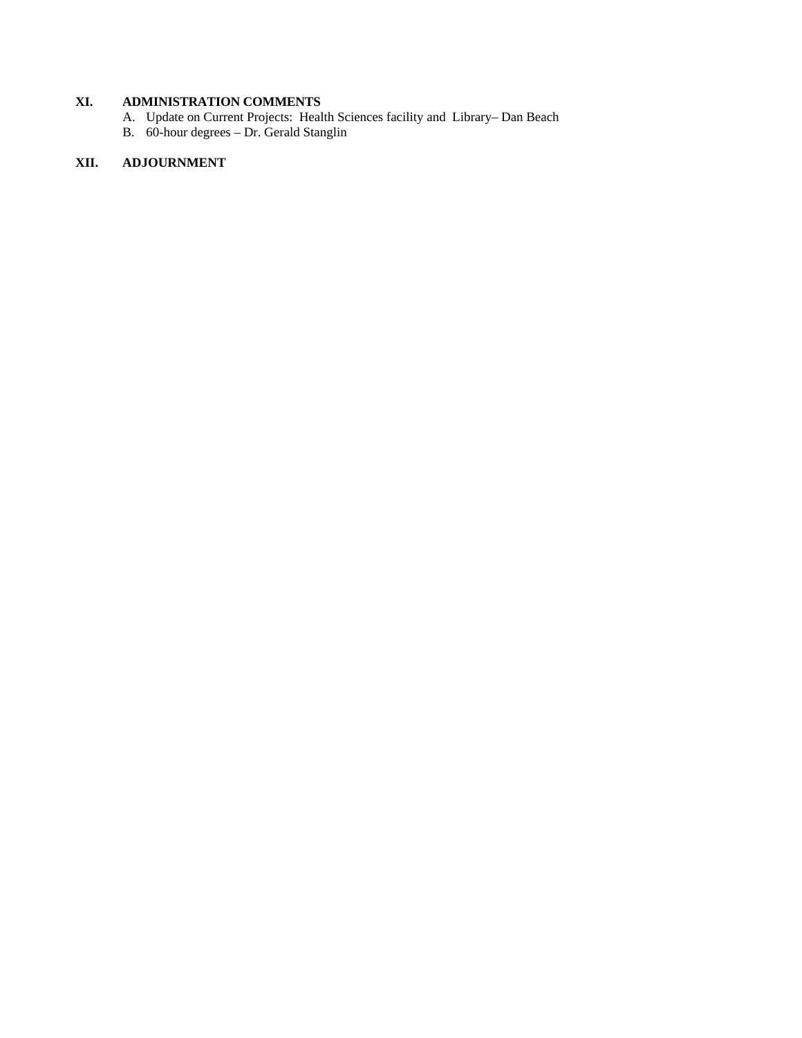## XI. ADMINISTRATION COMMENTS

A. Update on Current Projects: Health Sciences facility and Library– Dan Beach
B. 60-hour degrees – Dr. Gerald Stanglin

## XII. ADJOURNMENT